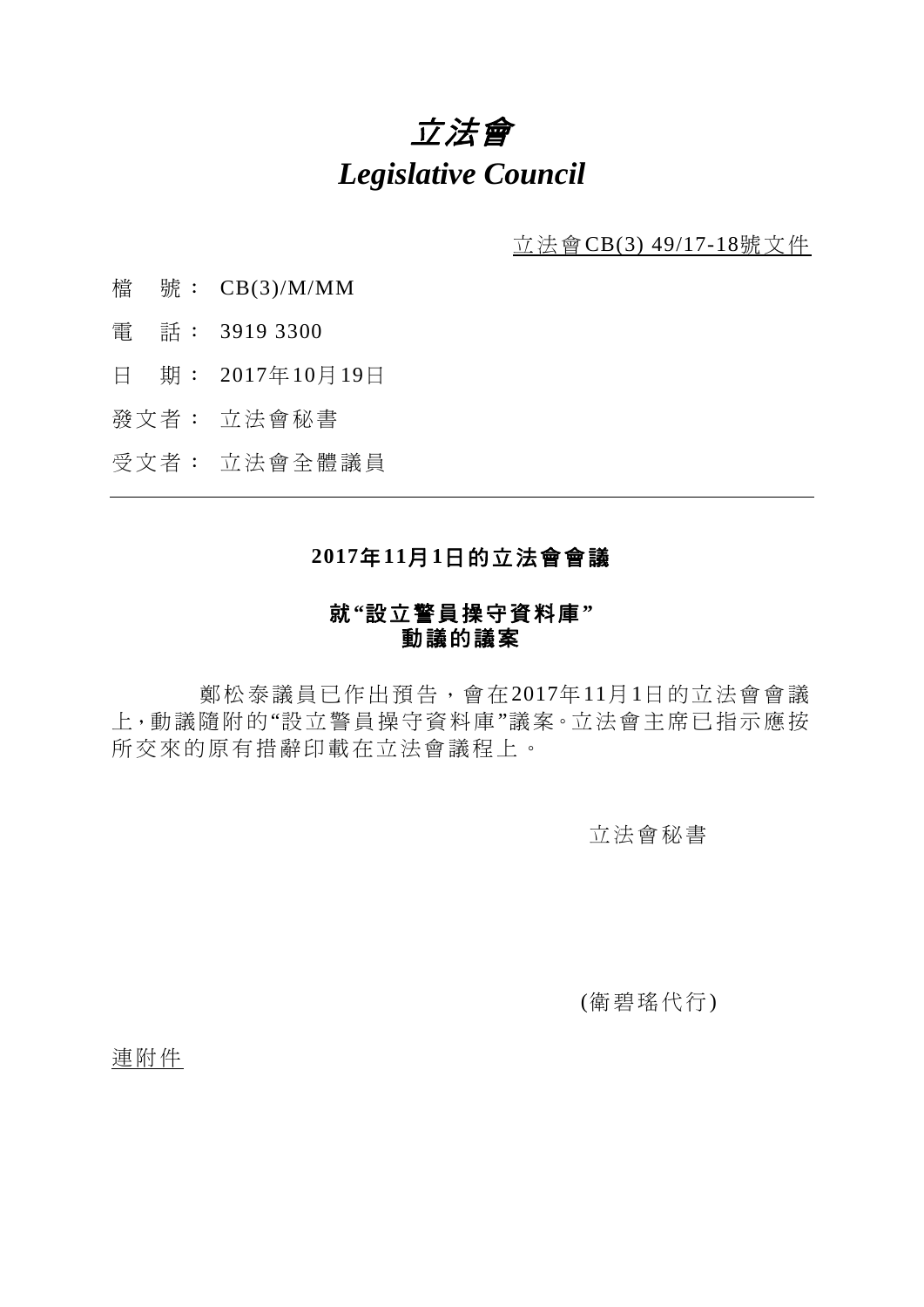# *立法會*

# *Legislative Council*

立法會CB(3) 49/17-18號文件

檔 號： CB(3)/M/MM

電 話： 3919 3300

日 期： 2017年10月19日

發文者： 立法會秘書

受文者： 立法會全體議員

---

## 2017年11月1日的立法會會議

## 就"設立警員操守資料庫"動議的議案

鄭松泰議員已作出預告，會在2017年11月1日的立法會會議上，動議隨附的"設立警員操守資料庫"議案。立法會主席已指示應按所交來的原有措辭印載在立法會議程上。

立法會秘書

(衛碧瑤代行)

連附件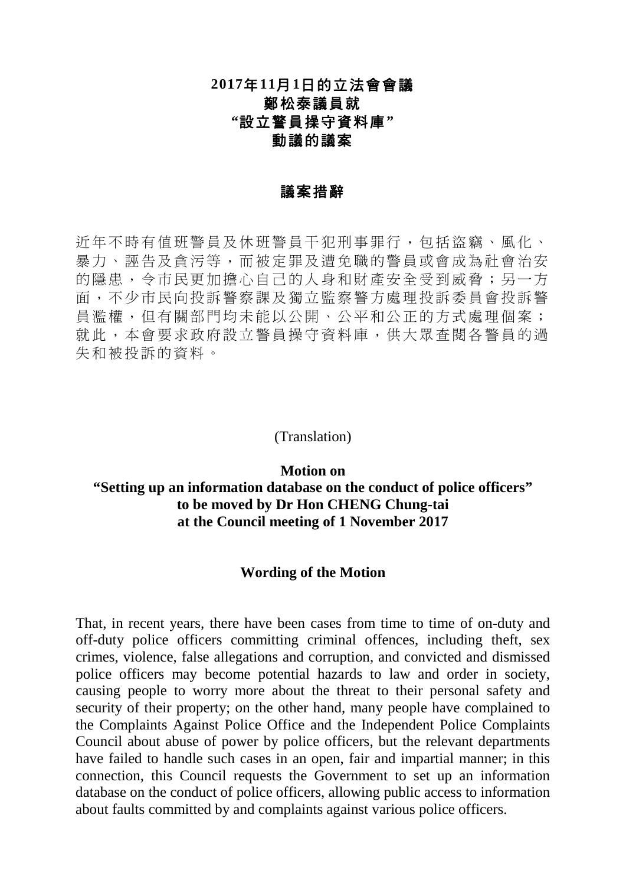# 2017年11月1日的立法會會議
# 鄭松泰議員就
# "設立警員操守資料庫"
# 動議的議案

## 議案措辭

近年不時有值班警員及休班警員干犯刑事罪行，包括盜竊、風化、暴力、誣告及貪污等，而被定罪及遭免職的警員或會成為社會治安的隱患，令市民更加擔心自己的人身和財產安全受到威脅；另一方面，不少市民向投訴警察課及獨立監察警方處理投訴委員會投訴警員濫權，但有關部門均未能以公開、公平和公正的方式處理個案；就此，本會要求政府設立警員操守資料庫，供大眾查閱各警員的過失和被投訴的資料。

(Translation)

# Motion on
# "Setting up an information database on the conduct of police officers"
# to be moved by Dr Hon CHENG Chung-tai
# at the Council meeting of 1 November 2017

## Wording of the Motion

That, in recent years, there have been cases from time to time of on-duty and off-duty police officers committing criminal offences, including theft, sex crimes, violence, false allegations and corruption, and convicted and dismissed police officers may become potential hazards to law and order in society, causing people to worry more about the threat to their personal safety and security of their property; on the other hand, many people have complained to the Complaints Against Police Office and the Independent Police Complaints Council about abuse of power by police officers, but the relevant departments have failed to handle such cases in an open, fair and impartial manner; in this connection, this Council requests the Government to set up an information database on the conduct of police officers, allowing public access to information about faults committed by and complaints against various police officers.